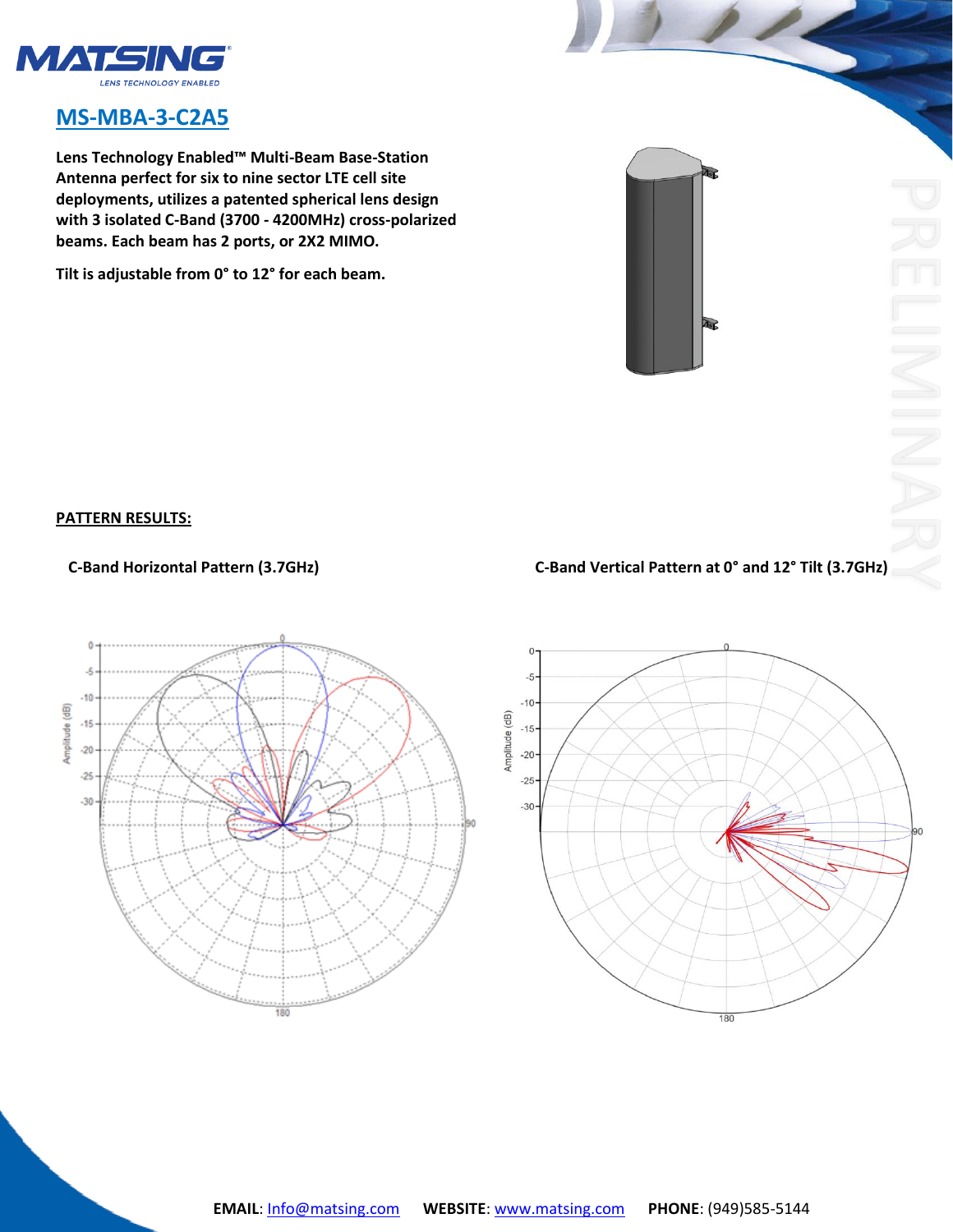# MS-MBA-3-C2A5

**Lens Technology Enabled™ Multi-Beam Base-Station Antenna perfect for six to nine sector LTE cell site deployments, utilizes a patented spherical lens design with 3 isolated C-Band (3700 - 4200MHz) cross-polarized beams. Each beam has 2 ports, or 2X2 MIMO.**

**Tilt is adjustable from 0° to 12° for each beam.**

PRELIMINARY

**PATTERN RESULTS:**

**C-Band Horizontal Pattern (3.7GHz)**

**C-Band Vertical Pattern at 0° and 12° Tilt (3.7GHz)**

**EMAIL**: Info@matsing.com **WEBSITE**: www.matsing.com **PHONE**: (949)585-5144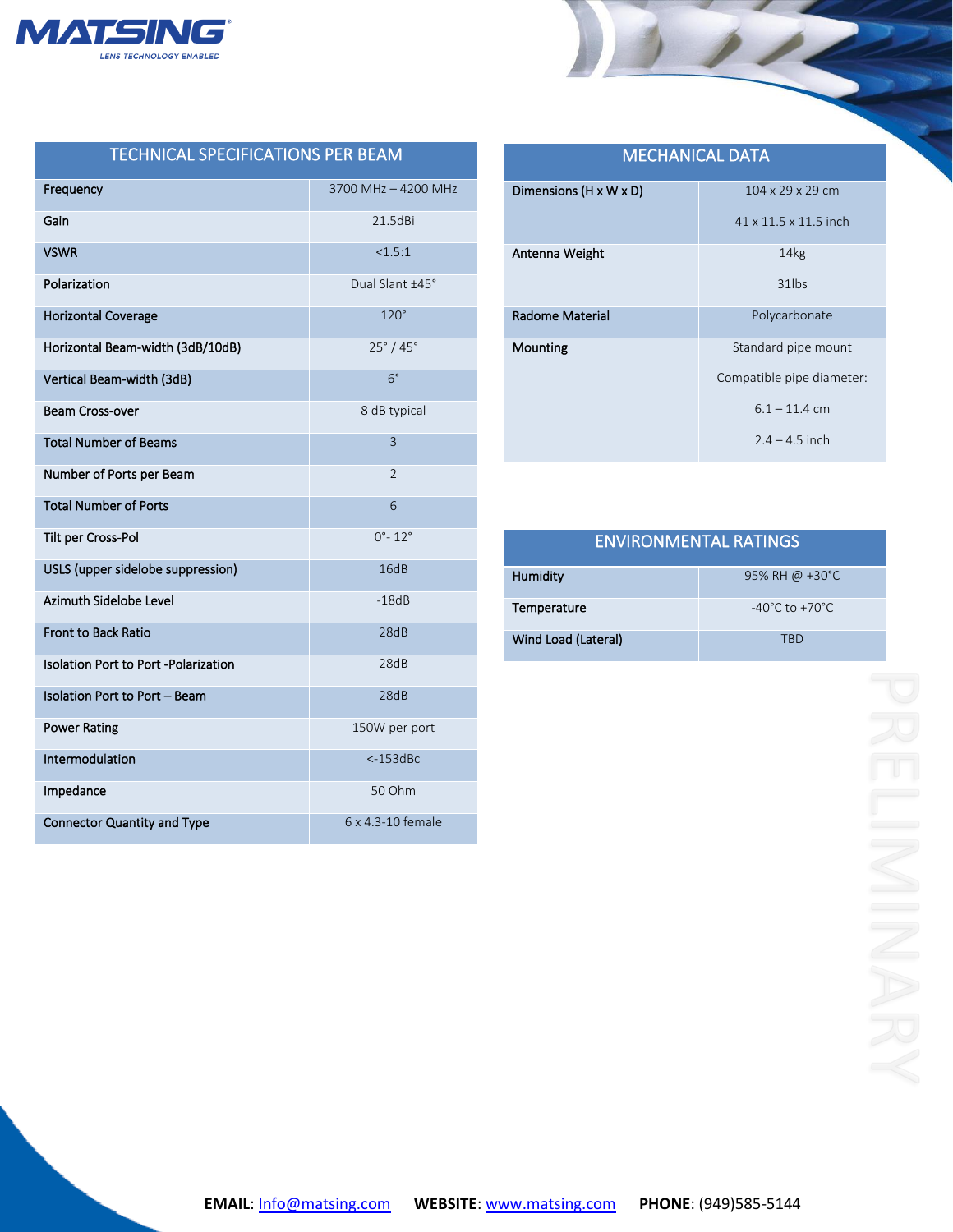MATSING

LENS TECHNOLOGY ENABLED

| TECHNICAL SPECIFICATIONS PER BEAM | |
|---|---|
| Frequency | 3700 MHz – 4200 MHz |
| Gain | 21.5dBi |
| VSWR | <1.5:1 |
| Polarization | Dual Slant ±45° |
| Horizontal Coverage | 120° |
| Horizontal Beam-width (3dB/10dB) | 25° / 45° |
| Vertical Beam-width (3dB) | 6° |
| Beam Cross-over | 8 dB typical |
| Total Number of Beams | 3 |
| Number of Ports per Beam | 2 |
| Total Number of Ports | 6 |
| Tilt per Cross-Pol | 0°- 12° |
| USLS (upper sidelobe suppression) | 16dB |
| Azimuth Sidelobe Level | -18dB |
| Front to Back Ratio | 28dB |
| Isolation Port to Port -Polarization | 28dB |
| Isolation Port to Port – Beam | 28dB |
| Power Rating | 150W per port |
| Intermodulation | <-153dBc |
| Impedance | 50 Ohm |
| Connector Quantity and Type | 6 x 4.3-10 female |

| MECHANICAL DATA | |
|---|---|
| Dimensions (H x W x D) | 104 x 29 x 29 cm<br>41 x 11.5 x 11.5 inch |
| Antenna Weight | 14kg<br>31lbs |
| Radome Material | Polycarbonate |
| Mounting | Standard pipe mount<br>Compatible pipe diameter:<br>6.1 – 11.4 cm<br>2.4 – 4.5 inch |

| ENVIRONMENTAL RATINGS | |
|---|---|
| Humidity | 95% RH @ +30°C |
| Temperature | -40°C to +70°C |
| Wind Load (Lateral) | TBD |

PRELIMINARY

**EMAIL**: Info@matsing.com **WEBSITE**: www.matsing.com **PHONE**: (949)585-5144